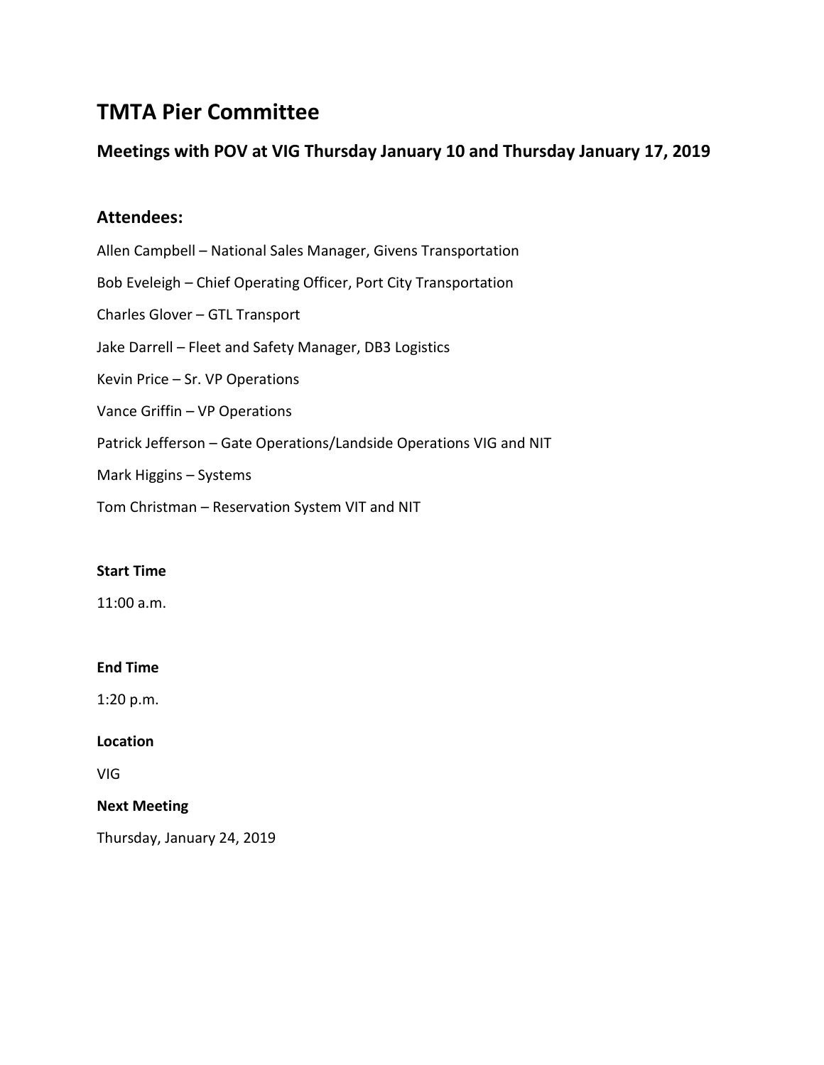# TMTA Pier Committee

## Meetings with POV at VIG Thursday January 10 and Thursday January 17, 2019

## Attendees:

Allen Campbell – National Sales Manager, Givens Transportation

Bob Eveleigh – Chief Operating Officer, Port City Transportation

Charles Glover – GTL Transport

Jake Darrell – Fleet and Safety Manager, DB3 Logistics

Kevin Price – Sr. VP Operations

Vance Griffin – VP Operations

Patrick Jefferson – Gate Operations/Landside Operations VIG and NIT

Mark Higgins – Systems

Tom Christman – Reservation System VIT and NIT

**Start Time**

11:00 a.m.

**End Time**

1:20 p.m.

**Location**

VIG

**Next Meeting**

Thursday, January 24, 2019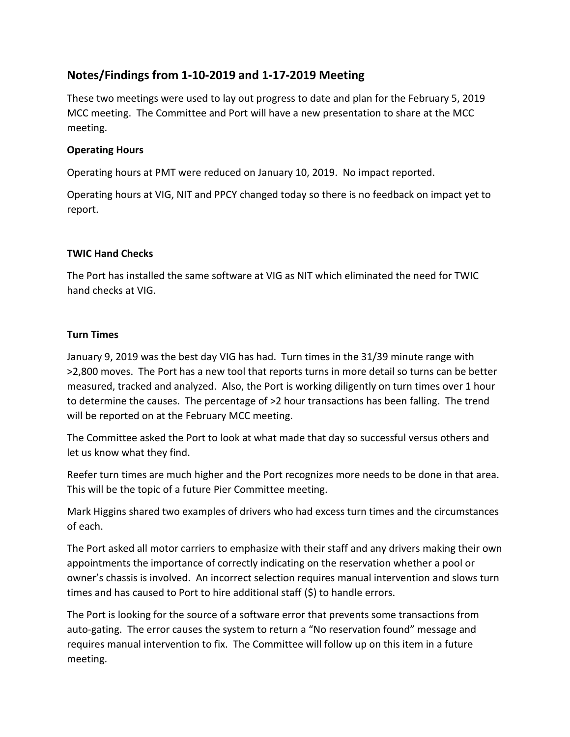## Notes/Findings from 1-10-2019 and 1-17-2019 Meeting

These two meetings were used to lay out progress to date and plan for the February 5, 2019 MCC meeting. The Committee and Port will have a new presentation to share at the MCC meeting.

**Operating Hours**

Operating hours at PMT were reduced on January 10, 2019. No impact reported.

Operating hours at VIG, NIT and PPCY changed today so there is no feedback on impact yet to report.

**TWIC Hand Checks**

The Port has installed the same software at VIG as NIT which eliminated the need for TWIC hand checks at VIG.

**Turn Times**

January 9, 2019 was the best day VIG has had. Turn times in the 31/39 minute range with >2,800 moves. The Port has a new tool that reports turns in more detail so turns can be better measured, tracked and analyzed. Also, the Port is working diligently on turn times over 1 hour to determine the causes. The percentage of >2 hour transactions has been falling. The trend will be reported on at the February MCC meeting.

The Committee asked the Port to look at what made that day so successful versus others and let us know what they find.

Reefer turn times are much higher and the Port recognizes more needs to be done in that area. This will be the topic of a future Pier Committee meeting.

Mark Higgins shared two examples of drivers who had excess turn times and the circumstances of each.

The Port asked all motor carriers to emphasize with their staff and any drivers making their own appointments the importance of correctly indicating on the reservation whether a pool or owner's chassis is involved. An incorrect selection requires manual intervention and slows turn times and has caused to Port to hire additional staff ($) to handle errors.

The Port is looking for the source of a software error that prevents some transactions from auto-gating. The error causes the system to return a "No reservation found" message and requires manual intervention to fix. The Committee will follow up on this item in a future meeting.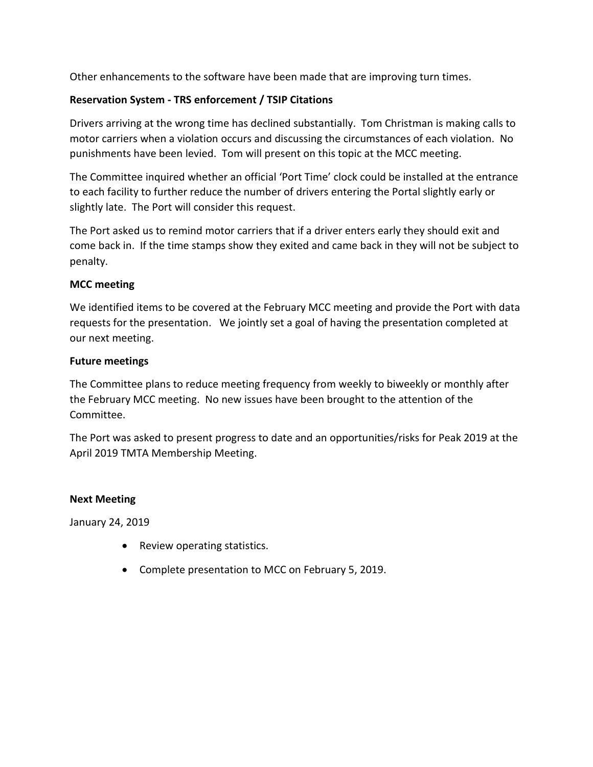Other enhancements to the software have been made that are improving turn times.

**Reservation System - TRS enforcement / TSIP Citations**

Drivers arriving at the wrong time has declined substantially. Tom Christman is making calls to motor carriers when a violation occurs and discussing the circumstances of each violation. No punishments have been levied. Tom will present on this topic at the MCC meeting.

The Committee inquired whether an official 'Port Time' clock could be installed at the entrance to each facility to further reduce the number of drivers entering the Portal slightly early or slightly late. The Port will consider this request.

The Port asked us to remind motor carriers that if a driver enters early they should exit and come back in. If the time stamps show they exited and came back in they will not be subject to penalty.

**MCC meeting**

We identified items to be covered at the February MCC meeting and provide the Port with data requests for the presentation. We jointly set a goal of having the presentation completed at our next meeting.

**Future meetings**

The Committee plans to reduce meeting frequency from weekly to biweekly or monthly after the February MCC meeting. No new issues have been brought to the attention of the Committee.

The Port was asked to present progress to date and an opportunities/risks for Peak 2019 at the April 2019 TMTA Membership Meeting.

**Next Meeting**

January 24, 2019

- Review operating statistics.
- Complete presentation to MCC on February 5, 2019.